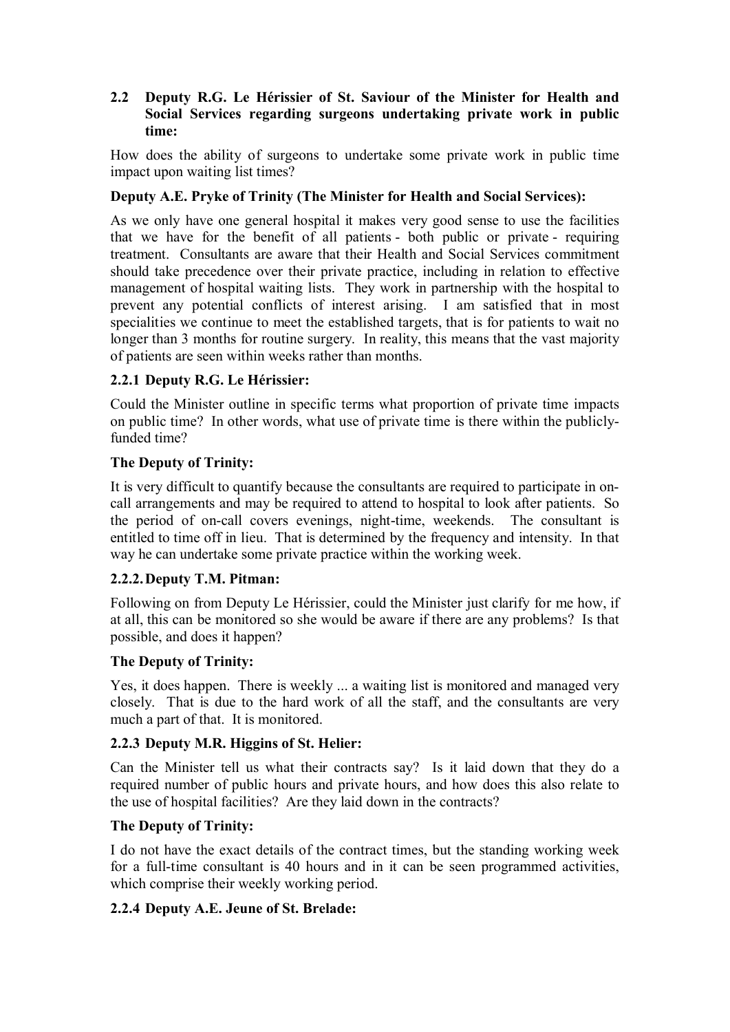### 2.2 Deputy R.G. Le Hérissier of St. Saviour of the Minister for Health and Social Services regarding surgeons undertaking private work in public time:

How does the ability of surgeons to undertake some private work in public time impact upon waiting list times?

**Deputy A.E. Pryke of Trinity (The Minister for Health and Social Services):**

As we only have one general hospital it makes very good sense to use the facilities that we have for the benefit of all patients - both public or private - requiring treatment. Consultants are aware that their Health and Social Services commitment should take precedence over their private practice, including in relation to effective management of hospital waiting lists. They work in partnership with the hospital to prevent any potential conflicts of interest arising. I am satisfied that in most specialities we continue to meet the established targets, that is for patients to wait no longer than 3 months for routine surgery. In reality, this means that the vast majority of patients are seen within weeks rather than months.

#### 2.2.1 Deputy R.G. Le Hérissier:

Could the Minister outline in specific terms what proportion of private time impacts on public time? In other words, what use of private time is there within the publicly-funded time?

**The Deputy of Trinity:**

It is very difficult to quantify because the consultants are required to participate in on-call arrangements and may be required to attend to hospital to look after patients. So the period of on-call covers evenings, night-time, weekends. The consultant is entitled to time off in lieu. That is determined by the frequency and intensity. In that way he can undertake some private practice within the working week.

#### 2.2.2. Deputy T.M. Pitman:

Following on from Deputy Le Hérissier, could the Minister just clarify for me how, if at all, this can be monitored so she would be aware if there are any problems? Is that possible, and does it happen?

**The Deputy of Trinity:**

Yes, it does happen. There is weekly ... a waiting list is monitored and managed very closely. That is due to the hard work of all the staff, and the consultants are very much a part of that. It is monitored.

#### 2.2.3 Deputy M.R. Higgins of St. Helier:

Can the Minister tell us what their contracts say? Is it laid down that they do a required number of public hours and private hours, and how does this also relate to the use of hospital facilities? Are they laid down in the contracts?

**The Deputy of Trinity:**

I do not have the exact details of the contract times, but the standing working week for a full-time consultant is 40 hours and in it can be seen programmed activities, which comprise their weekly working period.

#### 2.2.4 Deputy A.E. Jeune of St. Brelade: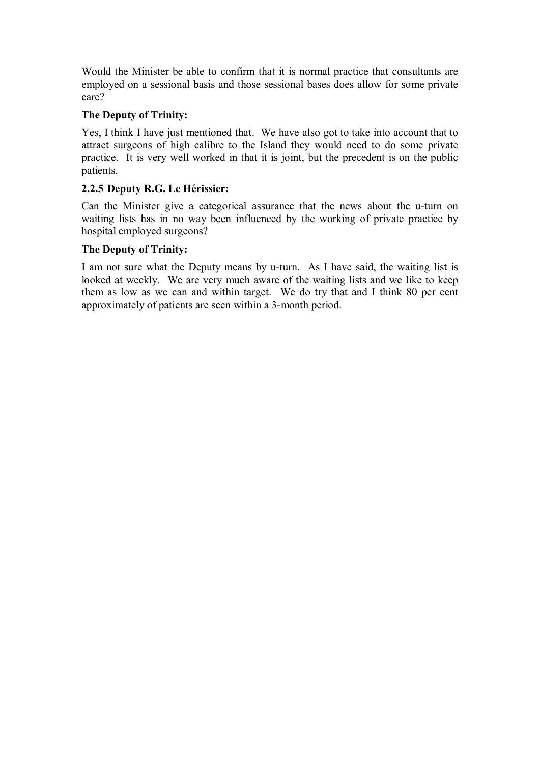Would the Minister be able to confirm that it is normal practice that consultants are employed on a sessional basis and those sessional bases does allow for some private care?

**The Deputy of Trinity:**

Yes, I think I have just mentioned that. We have also got to take into account that to attract surgeons of high calibre to the Island they would need to do some private practice. It is very well worked in that it is joint, but the precedent is on the public patients.

**2.2.5 Deputy R.G. Le Hérissier:**

Can the Minister give a categorical assurance that the news about the u-turn on waiting lists has in no way been influenced by the working of private practice by hospital employed surgeons?

**The Deputy of Trinity:**

I am not sure what the Deputy means by u-turn. As I have said, the waiting list is looked at weekly. We are very much aware of the waiting lists and we like to keep them as low as we can and within target. We do try that and I think 80 per cent approximately of patients are seen within a 3-month period.